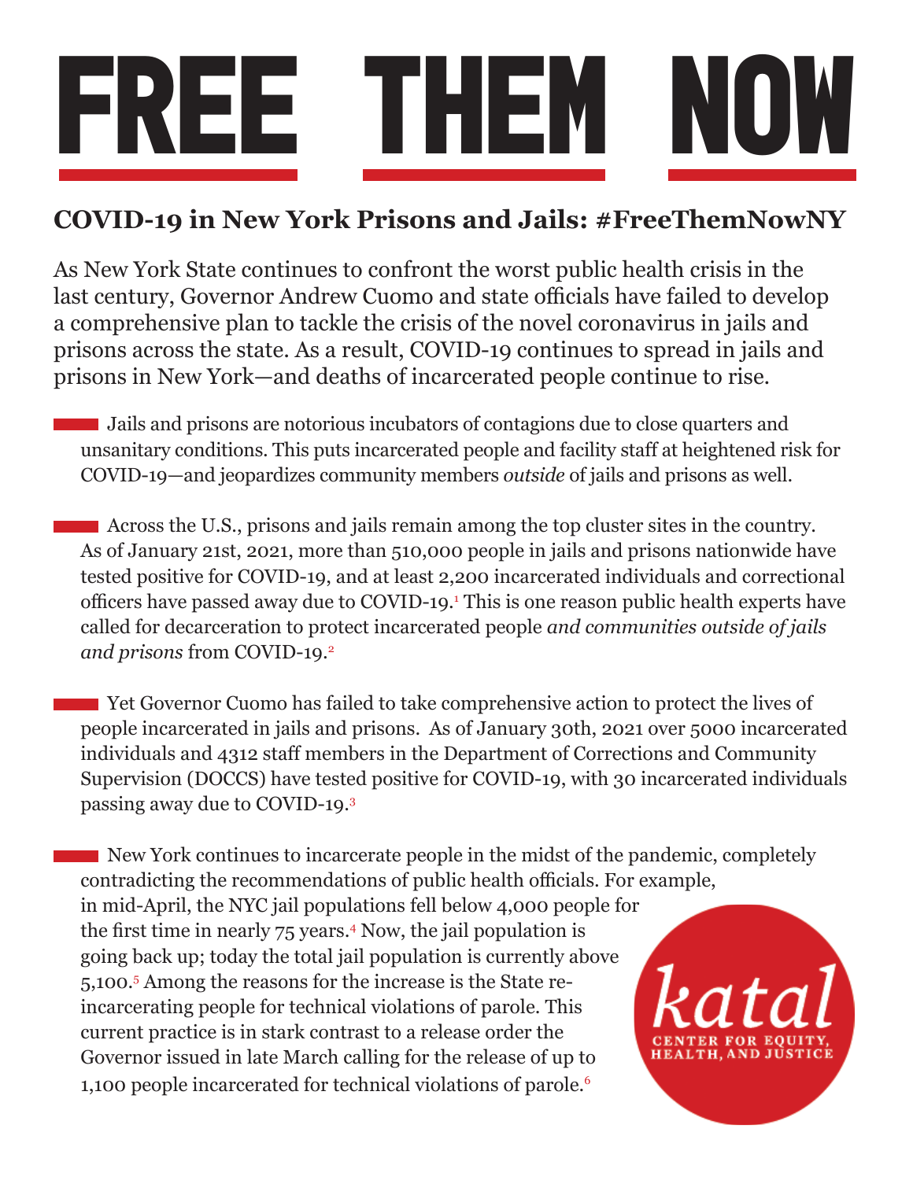# FREE THEM NOW

## COVID-19 in New York Prisons and Jails: #FreeThemNowNY

As New York State continues to confront the worst public health crisis in the last century, Governor Andrew Cuomo and state officials have failed to develop a comprehensive plan to tackle the crisis of the novel coronavirus in jails and prisons across the state. As a result, COVID-19 continues to spread in jails and prisons in New York—and deaths of incarcerated people continue to rise.

- Jails and prisons are notorious incubators of contagions due to close quarters and unsanitary conditions. This puts incarcerated people and facility staff at heightened risk for COVID-19—and jeopardizes community members *outside* of jails and prisons as well.

- Across the U.S., prisons and jails remain among the top cluster sites in the country. As of January 21st, 2021, more than 510,000 people in jails and prisons nationwide have tested positive for COVID-19, and at least 2,200 incarcerated individuals and correctional officers have passed away due to COVID-19.[1] This is one reason public health experts have called for decarceration to protect incarcerated people *and communities outside of jails and prisons* from COVID-19.[2]

- Yet Governor Cuomo has failed to take comprehensive action to protect the lives of people incarcerated in jails and prisons. As of January 30th, 2021 over 5000 incarcerated individuals and 4312 staff members in the Department of Corrections and Community Supervision (DOCCS) have tested positive for COVID-19, with 30 incarcerated individuals passing away due to COVID-19.[3]

- New York continues to incarcerate people in the midst of the pandemic, completely contradicting the recommendations of public health officials. For example, in mid-April, the NYC jail populations fell below 4,000 people for the first time in nearly 75 years.[4] Now, the jail population is going back up; today the total jail population is currently above 5,100.[5] Among the reasons for the increase is the State re-incarcerating people for technical violations of parole. This current practice is in stark contrast to a release order the Governor issued in late March calling for the release of up to 1,100 people incarcerated for technical violations of parole.[6]

katal
CENTER FOR EQUITY, HEALTH, AND JUSTICE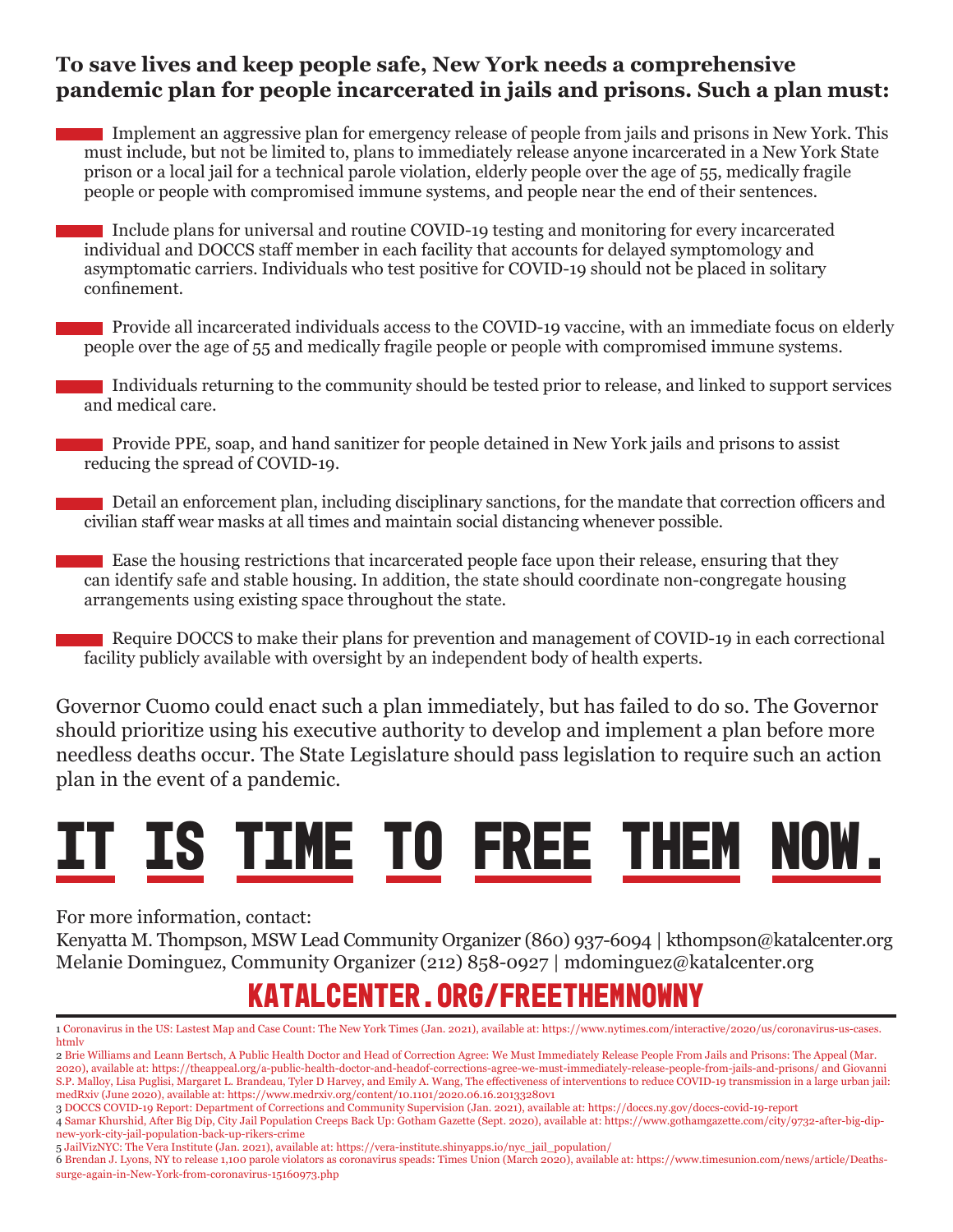**To save lives and keep people safe, New York needs a comprehensive pandemic plan for people incarcerated in jails and prisons. Such a plan must:**

- Implement an aggressive plan for emergency release of people from jails and prisons in New York. This must include, but not be limited to, plans to immediately release anyone incarcerated in a New York State prison or a local jail for a technical parole violation, elderly people over the age of 55, medically fragile people or people with compromised immune systems, and people near the end of their sentences.

- Include plans for universal and routine COVID-19 testing and monitoring for every incarcerated individual and DOCCS staff member in each facility that accounts for delayed symptomology and asymptomatic carriers. Individuals who test positive for COVID-19 should not be placed in solitary confinement.

- Provide all incarcerated individuals access to the COVID-19 vaccine, with an immediate focus on elderly people over the age of 55 and medically fragile people or people with compromised immune systems.

- Individuals returning to the community should be tested prior to release, and linked to support services and medical care.

- Provide PPE, soap, and hand sanitizer for people detained in New York jails and prisons to assist reducing the spread of COVID-19.

- Detail an enforcement plan, including disciplinary sanctions, for the mandate that correction officers and civilian staff wear masks at all times and maintain social distancing whenever possible.

- Ease the housing restrictions that incarcerated people face upon their release, ensuring that they can identify safe and stable housing. In addition, the state should coordinate non-congregate housing arrangements using existing space throughout the state.

- Require DOCCS to make their plans for prevention and management of COVID-19 in each correctional facility publicly available with oversight by an independent body of health experts.

Governor Cuomo could enact such a plan immediately, but has failed to do so. The Governor should prioritize using his executive authority to develop and implement a plan before more needless deaths occur. The State Legislature should pass legislation to require such an action plan in the event of a pandemic.

# IT IS TIME TO FREE THEM NOW.

For more information, contact:
Kenyatta M. Thompson, MSW Lead Community Organizer (860) 937-6094 | kthompson@katalcenter.org
Melanie Dominguez, Community Organizer (212) 858-0927 | mdominguez@katalcenter.org

## KATALCENTER.ORG/FREETHEMNOWNY

---

1 Coronavirus in the US: Lastest Map and Case Count: The New York Times (Jan. 2021), available at: https://www.nytimes.com/interactive/2020/us/coronavirus-us-cases.htmlv

2 Brie Williams and Leann Bertsch, A Public Health Doctor and Head of Correction Agree: We Must Immediately Release People From Jails and Prisons: The Appeal (Mar. 2020), available at: https://theappeal.org/a-public-health-doctor-and-headof-corrections-agree-we-must-immediately-release-people-from-jails-and-prisons/ and Giovanni S.P. Malloy, Lisa Puglisi, Margaret L. Brandeau, Tyler D Harvey, and Emily A. Wang, The effectiveness of interventions to reduce COVID-19 transmission in a large urban jail: medRxiv (June 2020), available at: https://www.medrxiv.org/content/10.1101/2020.06.16.20133280v1

3 DOCCS COVID-19 Report: Department of Corrections and Community Supervision (Jan. 2021), available at: https://doccs.ny.gov/doccs-covid-19-report

4 Samar Khurshid, After Big Dip, City Jail Population Creeps Back Up: Gotham Gazette (Sept. 2020), available at: https://www.gothamgazette.com/city/9732-after-big-dip-new-york-city-jail-population-back-up-rikers-crime

5 JailVizNYC: The Vera Institute (Jan. 2021), available at: https://vera-institute.shinyapps.io/nyc_jail_population/

6 Brendan J. Lyons, NY to release 1,100 parole violators as coronavirus speads: Times Union (March 2020), available at: https://www.timesunion.com/news/article/Deaths-surge-again-in-New-York-from-coronavirus-15160973.php